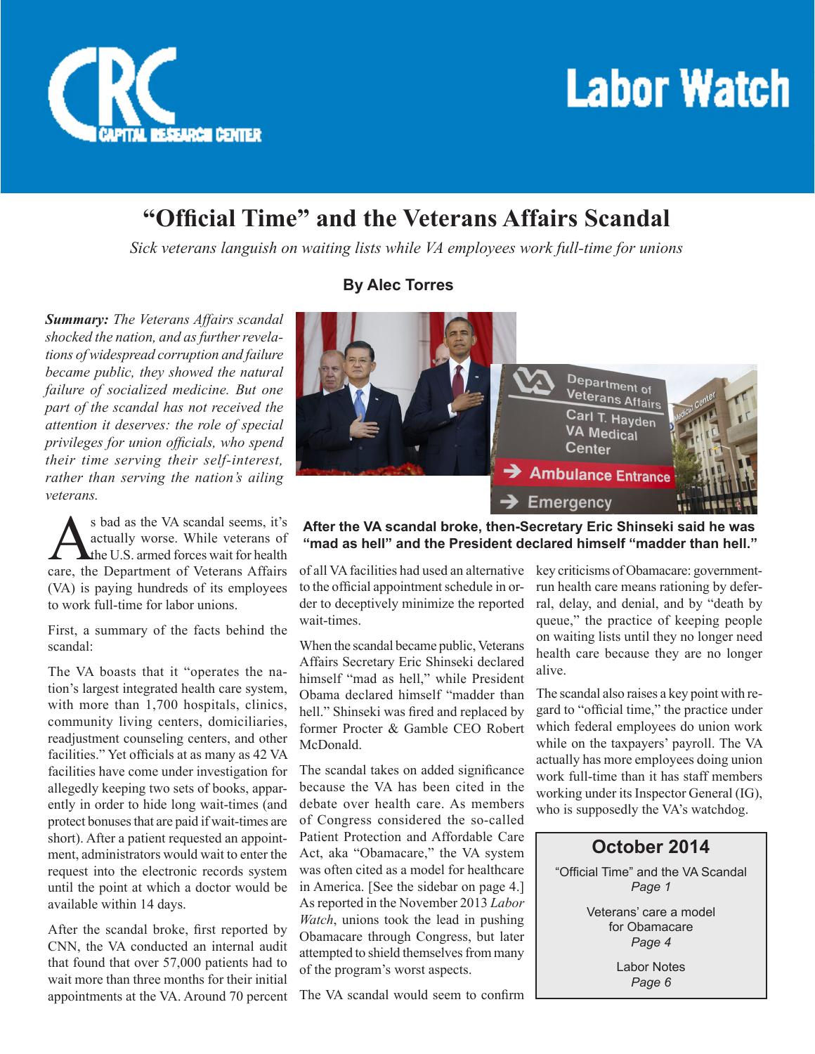# "Official Time" and the Veterans Affairs Scandal

*Sick veterans languish on waiting lists while VA employees work full-time for unions*

**By Alec Torres**

***Summary:** The Veterans Affairs scandal shocked the nation, and as further revelations of widespread corruption and failure became public, they showed the natural failure of socialized medicine. But one part of the scandal has not received the attention it deserves: the role of special privileges for union officials, who spend their time serving their self-interest, rather than serving the nation's ailing veterans.*

**After the VA scandal broke, then-Secretary Eric Shinseki said he was "mad as hell" and the President declared himself "madder than hell."**

As bad as the VA scandal seems, it's actually worse. While veterans of the U.S. armed forces wait for health care, the Department of Veterans Affairs (VA) is paying hundreds of its employees to work full-time for labor unions.

First, a summary of the facts behind the scandal:

The VA boasts that it "operates the nation's largest integrated health care system, with more than 1,700 hospitals, clinics, community living centers, domiciliaries, readjustment counseling centers, and other facilities." Yet officials at as many as 42 VA facilities have come under investigation for allegedly keeping two sets of books, apparently in order to hide long wait-times (and protect bonuses that are paid if wait-times are short). After a patient requested an appointment, administrators would wait to enter the request into the electronic records system until the point at which a doctor would be available within 14 days.

After the scandal broke, first reported by CNN, the VA conducted an internal audit that found that over 57,000 patients had to wait more than three months for their initial appointments at the VA. Around 70 percent of all VA facilities had used an alternative to the official appointment schedule in order to deceptively minimize the reported wait-times.

When the scandal became public, Veterans Affairs Secretary Eric Shinseki declared himself "mad as hell," while President Obama declared himself "madder than hell." Shinseki was fired and replaced by former Procter & Gamble CEO Robert McDonald.

The scandal takes on added significance because the VA has been cited in the debate over health care. As members of Congress considered the so-called Patient Protection and Affordable Care Act, aka "Obamacare," the VA system was often cited as a model for healthcare in America. [See the sidebar on page 4.] As reported in the November 2013 *Labor Watch*, unions took the lead in pushing Obamacare through Congress, but later attempted to shield themselves from many of the program's worst aspects.

The VA scandal would seem to confirm key criticisms of Obamacare: government-run health care means rationing by deferral, delay, and denial, and by "death by queue," the practice of keeping people on waiting lists until they no longer need health care because they are no longer alive.

The scandal also raises a key point with regard to "official time," the practice under which federal employees do union work while on the taxpayers' payroll. The VA actually has more employees doing union work full-time than it has staff members working under its Inspector General (IG), who is supposedly the VA's watchdog.

**October 2014**

"Official Time" and the VA Scandal
*Page 1*

Veterans' care a model for Obamacare
*Page 4*

Labor Notes
*Page 6*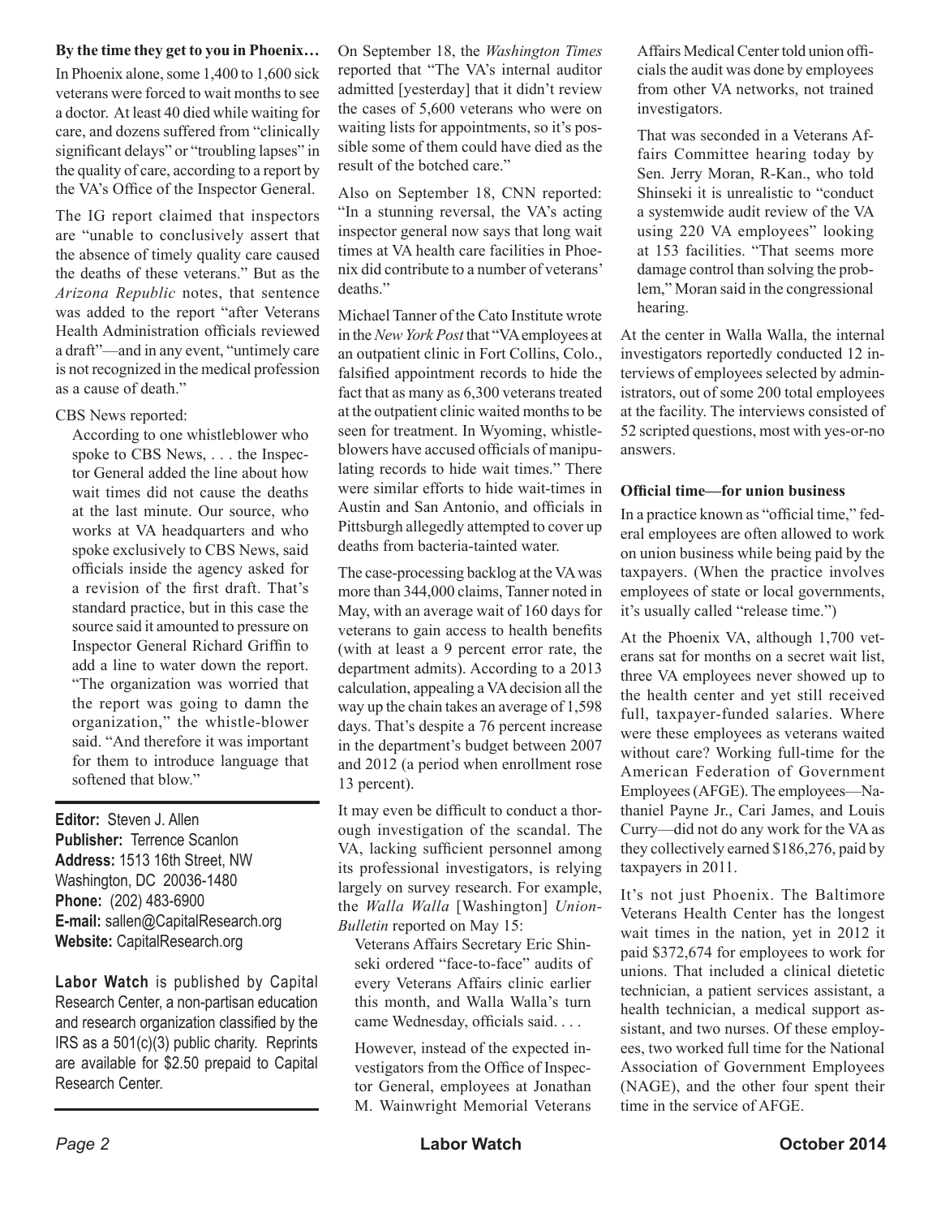**By the time they get to you in Phoenix…**

In Phoenix alone, some 1,400 to 1,600 sick veterans were forced to wait months to see a doctor. At least 40 died while waiting for care, and dozens suffered from "clinically significant delays" or "troubling lapses" in the quality of care, according to a report by the VA's Office of the Inspector General.

The IG report claimed that inspectors are "unable to conclusively assert that the absence of timely quality care caused the deaths of these veterans." But as the *Arizona Republic* notes, that sentence was added to the report "after Veterans Health Administration officials reviewed a draft"—and in any event, "untimely care is not recognized in the medical profession as a cause of death."

CBS News reported:

> According to one whistleblower who spoke to CBS News, . . . the Inspector General added the line about how wait times did not cause the deaths at the last minute. Our source, who works at VA headquarters and who spoke exclusively to CBS News, said officials inside the agency asked for a revision of the first draft. That's standard practice, but in this case the source said it amounted to pressure on Inspector General Richard Griffin to add a line to water down the report. "The organization was worried that the report was going to damn the organization," the whistle-blower said. "And therefore it was important for them to introduce language that softened that blow."

**Editor:** Steven J. Allen
**Publisher:** Terrence Scanlon
**Address:** 1513 16th Street, NW Washington, DC 20036-1480
**Phone:** (202) 483-6900
**E-mail:** sallen@CapitalResearch.org
**Website:** CapitalResearch.org

**Labor Watch** is published by Capital Research Center, a non-partisan education and research organization classified by the IRS as a 501(c)(3) public charity. Reprints are available for $2.50 prepaid to Capital Research Center.

On September 18, the *Washington Times* reported that "The VA's internal auditor admitted [yesterday] that it didn't review the cases of 5,600 veterans who were on waiting lists for appointments, so it's possible some of them could have died as the result of the botched care."

Also on September 18, CNN reported: "In a stunning reversal, the VA's acting inspector general now says that long wait times at VA health care facilities in Phoenix did contribute to a number of veterans' deaths."

Michael Tanner of the Cato Institute wrote in the *New York Post* that "VA employees at an outpatient clinic in Fort Collins, Colo., falsified appointment records to hide the fact that as many as 6,300 veterans treated at the outpatient clinic waited months to be seen for treatment. In Wyoming, whistleblowers have accused officials of manipulating records to hide wait times." There were similar efforts to hide wait-times in Austin and San Antonio, and officials in Pittsburgh allegedly attempted to cover up deaths from bacteria-tainted water.

The case-processing backlog at the VA was more than 344,000 claims, Tanner noted in May, with an average wait of 160 days for veterans to gain access to health benefits (with at least a 9 percent error rate, the department admits). According to a 2013 calculation, appealing a VA decision all the way up the chain takes an average of 1,598 days. That's despite a 76 percent increase in the department's budget between 2007 and 2012 (a period when enrollment rose 13 percent).

It may even be difficult to conduct a thorough investigation of the scandal. The VA, lacking sufficient personnel among its professional investigators, is relying largely on survey research. For example, the *Walla Walla* [Washington] *Union-Bulletin* reported on May 15:

> Veterans Affairs Secretary Eric Shinseki ordered "face-to-face" audits of every Veterans Affairs clinic earlier this month, and Walla Walla's turn came Wednesday, officials said. . . .
>
> However, instead of the expected investigators from the Office of Inspector General, employees at Jonathan M. Wainwright Memorial Veterans Affairs Medical Center told union officials the audit was done by employees from other VA networks, not trained investigators.
>
> That was seconded in a Veterans Affairs Committee hearing today by Sen. Jerry Moran, R-Kan., who told Shinseki it is unrealistic to "conduct a systemwide audit review of the VA using 220 VA employees" looking at 153 facilities. "That seems more damage control than solving the problem," Moran said in the congressional hearing.

At the center in Walla Walla, the internal investigators reportedly conducted 12 interviews of employees selected by administrators, out of some 200 total employees at the facility. The interviews consisted of 52 scripted questions, most with yes-or-no answers.

**Official time—for union business**

In a practice known as "official time," federal employees are often allowed to work on union business while being paid by the taxpayers. (When the practice involves employees of state or local governments, it's usually called "release time.")

At the Phoenix VA, although 1,700 veterans sat for months on a secret wait list, three VA employees never showed up to the health center and yet still received full, taxpayer-funded salaries. Where were these employees as veterans waited without care? Working full-time for the American Federation of Government Employees (AFGE). The employees—Nathaniel Payne Jr., Cari James, and Louis Curry—did not do any work for the VA as they collectively earned $186,276, paid by taxpayers in 2011.

It's not just Phoenix. The Baltimore Veterans Health Center has the longest wait times in the nation, yet in 2012 it paid $372,674 for employees to work for unions. That included a clinical dietetic technician, a patient services assistant, a health technician, a medical support assistant, and two nurses. Of these employees, two worked full time for the National Association of Government Employees (NAGE), and the other four spent their time in the service of AFGE.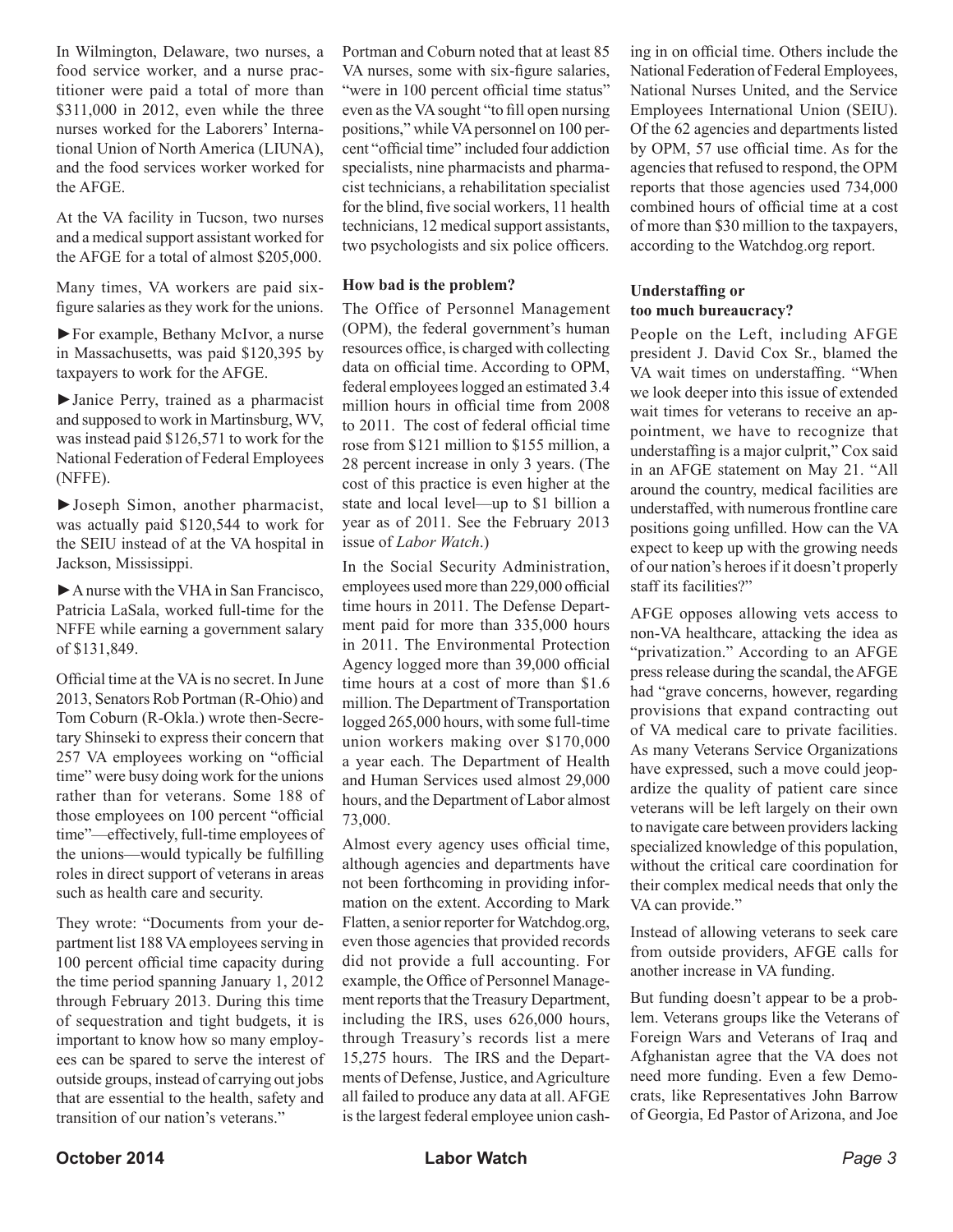In Wilmington, Delaware, two nurses, a food service worker, and a nurse practitioner were paid a total of more than $311,000 in 2012, even while the three nurses worked for the Laborers' International Union of North America (LIUNA), and the food services worker worked for the AFGE.

At the VA facility in Tucson, two nurses and a medical support assistant worked for the AFGE for a total of almost $205,000.

Many times, VA workers are paid six-figure salaries as they work for the unions.

►For example, Bethany McIvor, a nurse in Massachusetts, was paid $120,395 by taxpayers to work for the AFGE.

►Janice Perry, trained as a pharmacist and supposed to work in Martinsburg, WV, was instead paid $126,571 to work for the National Federation of Federal Employees (NFFE).

►Joseph Simon, another pharmacist, was actually paid $120,544 to work for the SEIU instead of at the VA hospital in Jackson, Mississippi.

►A nurse with the VHA in San Francisco, Patricia LaSala, worked full-time for the NFFE while earning a government salary of $131,849.

Official time at the VA is no secret. In June 2013, Senators Rob Portman (R-Ohio) and Tom Coburn (R-Okla.) wrote then-Secretary Shinseki to express their concern that 257 VA employees working on "official time" were busy doing work for the unions rather than for veterans. Some 188 of those employees on 100 percent "official time"—effectively, full-time employees of the unions—would typically be fulfilling roles in direct support of veterans in areas such as health care and security.

They wrote: "Documents from your department list 188 VA employees serving in 100 percent official time capacity during the time period spanning January 1, 2012 through February 2013. During this time of sequestration and tight budgets, it is important to know how so many employees can be spared to serve the interest of outside groups, instead of carrying out jobs that are essential to the health, safety and transition of our nation's veterans."

Portman and Coburn noted that at least 85 VA nurses, some with six-figure salaries, "were in 100 percent official time status" even as the VA sought "to fill open nursing positions," while VA personnel on 100 percent "official time" included four addiction specialists, nine pharmacists and pharmacist technicians, a rehabilitation specialist for the blind, five social workers, 11 health technicians, 12 medical support assistants, two psychologists and six police officers.

### How bad is the problem?

The Office of Personnel Management (OPM), the federal government's human resources office, is charged with collecting data on official time. According to OPM, federal employees logged an estimated 3.4 million hours in official time from 2008 to 2011. The cost of federal official time rose from $121 million to $155 million, a 28 percent increase in only 3 years. (The cost of this practice is even higher at the state and local level—up to $1 billion a year as of 2011. See the February 2013 issue of *Labor Watch*.)

In the Social Security Administration, employees used more than 229,000 official time hours in 2011. The Defense Department paid for more than 335,000 hours in 2011. The Environmental Protection Agency logged more than 39,000 official time hours at a cost of more than $1.6 million. The Department of Transportation logged 265,000 hours, with some full-time union workers making over $170,000 a year each. The Department of Health and Human Services used almost 29,000 hours, and the Department of Labor almost 73,000.

Almost every agency uses official time, although agencies and departments have not been forthcoming in providing information on the extent. According to Mark Flatten, a senior reporter for Watchdog.org, even those agencies that provided records did not provide a full accounting. For example, the Office of Personnel Management reports that the Treasury Department, including the IRS, uses 626,000 hours, through Treasury's records list a mere 15,275 hours. The IRS and the Departments of Defense, Justice, and Agriculture all failed to produce any data at all. AFGE is the largest federal employee union cashing in on official time. Others include the National Federation of Federal Employees, National Nurses United, and the Service Employees International Union (SEIU). Of the 62 agencies and departments listed by OPM, 57 use official time. As for the agencies that refused to respond, the OPM reports that those agencies used 734,000 combined hours of official time at a cost of more than $30 million to the taxpayers, according to the Watchdog.org report.

### Understaffing or too much bureaucracy?

People on the Left, including AFGE president J. David Cox Sr., blamed the VA wait times on understaffing. "When we look deeper into this issue of extended wait times for veterans to receive an appointment, we have to recognize that understaffing is a major culprit," Cox said in an AFGE statement on May 21. "All around the country, medical facilities are understaffed, with numerous frontline care positions going unfilled. How can the VA expect to keep up with the growing needs of our nation's heroes if it doesn't properly staff its facilities?"

AFGE opposes allowing vets access to non-VA healthcare, attacking the idea as "privatization." According to an AFGE press release during the scandal, the AFGE had "grave concerns, however, regarding provisions that expand contracting out of VA medical care to private facilities. As many Veterans Service Organizations have expressed, such a move could jeopardize the quality of patient care since veterans will be left largely on their own to navigate care between providers lacking specialized knowledge of this population, without the critical care coordination for their complex medical needs that only the VA can provide."

Instead of allowing veterans to seek care from outside providers, AFGE calls for another increase in VA funding.

But funding doesn't appear to be a problem. Veterans groups like the Veterans of Foreign Wars and Veterans of Iraq and Afghanistan agree that the VA does not need more funding. Even a few Democrats, like Representatives John Barrow of Georgia, Ed Pastor of Arizona, and Joe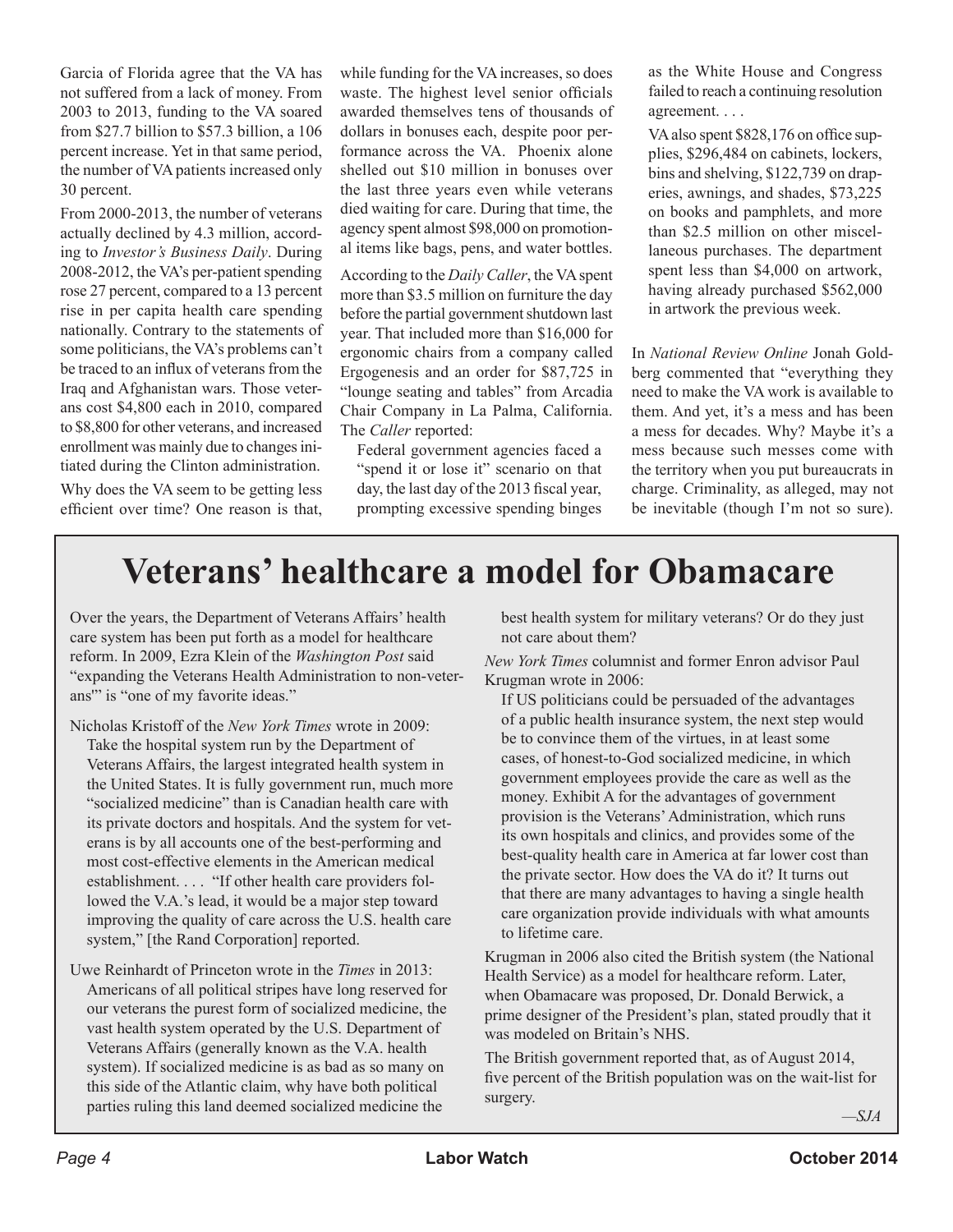Garcia of Florida agree that the VA has not suffered from a lack of money. From 2003 to 2013, funding to the VA soared from $27.7 billion to $57.3 billion, a 106 percent increase. Yet in that same period, the number of VA patients increased only 30 percent.

From 2000-2013, the number of veterans actually declined by 4.3 million, according to *Investor's Business Daily*. During 2008-2012, the VA's per-patient spending rose 27 percent, compared to a 13 percent rise in per capita health care spending nationally. Contrary to the statements of some politicians, the VA's problems can't be traced to an influx of veterans from the Iraq and Afghanistan wars. Those veterans cost $4,800 each in 2010, compared to $8,800 for other veterans, and increased enrollment was mainly due to changes initiated during the Clinton administration.

Why does the VA seem to be getting less efficient over time? One reason is that, while funding for the VA increases, so does waste. The highest level senior officials awarded themselves tens of thousands of dollars in bonuses each, despite poor performance across the VA. Phoenix alone shelled out $10 million in bonuses over the last three years even while veterans died waiting for care. During that time, the agency spent almost $98,000 on promotional items like bags, pens, and water bottles.

According to the *Daily Caller*, the VA spent more than $3.5 million on furniture the day before the partial government shutdown last year. That included more than $16,000 for ergonomic chairs from a company called Ergogenesis and an order for $87,725 in "lounge seating and tables" from Arcadia Chair Company in La Palma, California. The *Caller* reported:

> Federal government agencies faced a "spend it or lose it" scenario on that day, the last day of the 2013 fiscal year, prompting excessive spending binges as the White House and Congress failed to reach a continuing resolution agreement. . . .
>
> VA also spent $828,176 on office supplies, $296,484 on cabinets, lockers, bins and shelving, $122,739 on draperies, awnings, and shades, $73,225 on books and pamphlets, and more than $2.5 million on other miscellaneous purchases. The department spent less than $4,000 on artwork, having already purchased $562,000 in artwork the previous week.

In *National Review Online* Jonah Goldberg commented that "everything they need to make the VA work is available to them. And yet, it's a mess and has been a mess for decades. Why? Maybe it's a mess because such messes come with the territory when you put bureaucrats in charge. Criminality, as alleged, may not be inevitable (though I'm not so sure).

# Veterans' healthcare a model for Obamacare

Over the years, the Department of Veterans Affairs' health care system has been put forth as a model for healthcare reform. In 2009, Ezra Klein of the *Washington Post* said "expanding the Veterans Health Administration to non-veterans'" is "one of my favorite ideas."

Nicholas Kristoff of the *New York Times* wrote in 2009:

> Take the hospital system run by the Department of Veterans Affairs, the largest integrated health system in the United States. It is fully government run, much more "socialized medicine" than is Canadian health care with its private doctors and hospitals. And the system for veterans is by all accounts one of the best-performing and most cost-effective elements in the American medical establishment. . . . "If other health care providers followed the V.A.'s lead, it would be a major step toward improving the quality of care across the U.S. health care system," [the Rand Corporation] reported.

Uwe Reinhardt of Princeton wrote in the *Times* in 2013:

> Americans of all political stripes have long reserved for our veterans the purest form of socialized medicine, the vast health system operated by the U.S. Department of Veterans Affairs (generally known as the V.A. health system). If socialized medicine is as bad as so many on this side of the Atlantic claim, why have both political parties ruling this land deemed socialized medicine the best health system for military veterans? Or do they just not care about them?

*New York Times* columnist and former Enron advisor Paul Krugman wrote in 2006:

> If US politicians could be persuaded of the advantages of a public health insurance system, the next step would be to convince them of the virtues, in at least some cases, of honest-to-God socialized medicine, in which government employees provide the care as well as the money. Exhibit A for the advantages of government provision is the Veterans' Administration, which runs its own hospitals and clinics, and provides some of the best-quality health care in America at far lower cost than the private sector. How does the VA do it? It turns out that there are many advantages to having a single health care organization provide individuals with what amounts to lifetime care.

Krugman in 2006 also cited the British system (the National Health Service) as a model for healthcare reform. Later, when Obamacare was proposed, Dr. Donald Berwick, a prime designer of the President's plan, stated proudly that it was modeled on Britain's NHS.

The British government reported that, as of August 2014, five percent of the British population was on the wait-list for surgery.

*—SJA*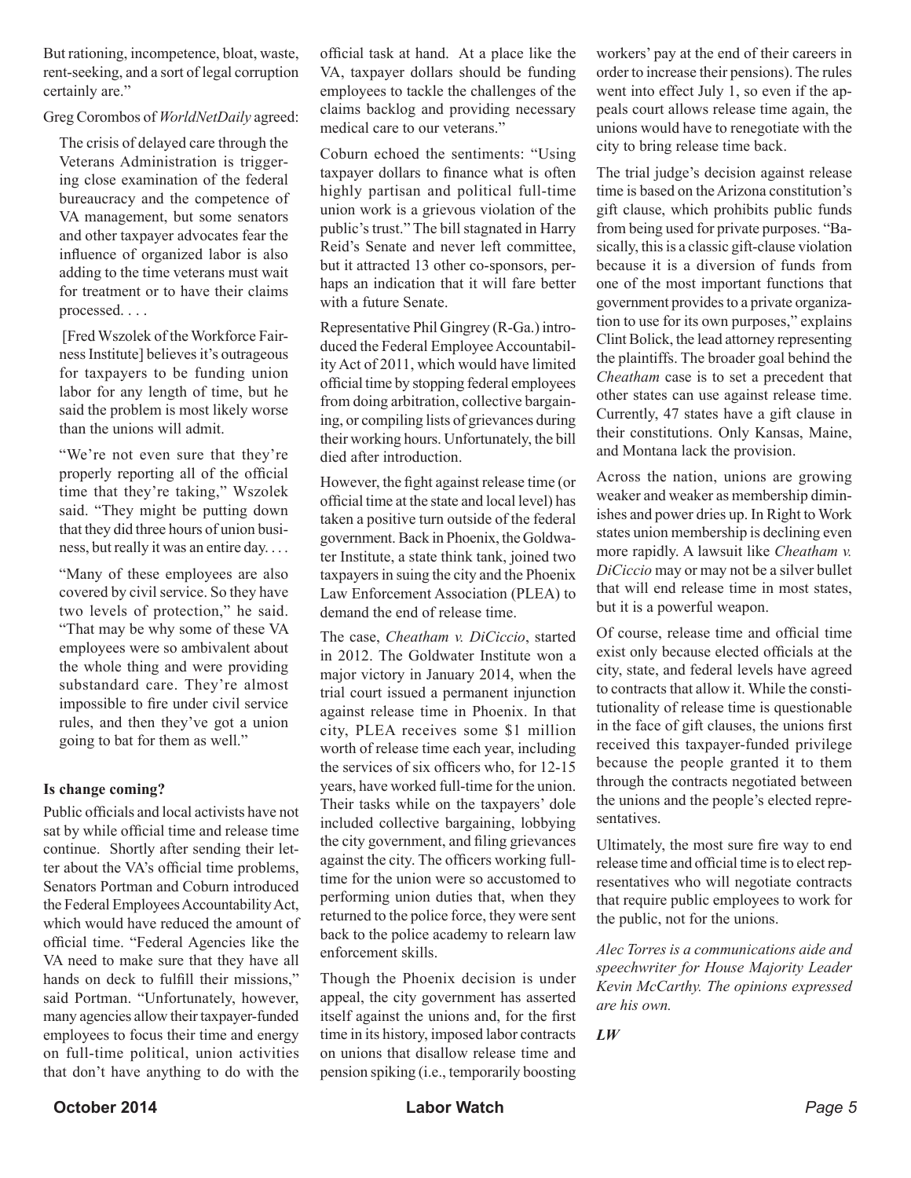But rationing, incompetence, bloat, waste, rent-seeking, and a sort of legal corruption certainly are."

Greg Corombos of *WorldNetDaily* agreed:

> The crisis of delayed care through the Veterans Administration is triggering close examination of the federal bureaucracy and the competence of VA management, but some senators and other taxpayer advocates fear the influence of organized labor is also adding to the time veterans must wait for treatment or to have their claims processed. . . .
>
> [Fred Wszolek of the Workforce Fairness Institute] believes it's outrageous for taxpayers to be funding union labor for any length of time, but he said the problem is most likely worse than the unions will admit.
>
> "We're not even sure that they're properly reporting all of the official time that they're taking," Wszolek said. "They might be putting down that they did three hours of union business, but really it was an entire day. . . .
>
> "Many of these employees are also covered by civil service. So they have two levels of protection," he said. "That may be why some of these VA employees were so ambivalent about the whole thing and were providing substandard care. They're almost impossible to fire under civil service rules, and then they've got a union going to bat for them as well."

**Is change coming?**

Public officials and local activists have not sat by while official time and release time continue. Shortly after sending their letter about the VA's official time problems, Senators Portman and Coburn introduced the Federal Employees Accountability Act, which would have reduced the amount of official time. "Federal Agencies like the VA need to make sure that they have all hands on deck to fulfill their missions," said Portman. "Unfortunately, however, many agencies allow their taxpayer-funded employees to focus their time and energy on full-time political, union activities that don't have anything to do with the official task at hand. At a place like the VA, taxpayer dollars should be funding employees to tackle the challenges of the claims backlog and providing necessary medical care to our veterans."

Coburn echoed the sentiments: "Using taxpayer dollars to finance what is often highly partisan and political full-time union work is a grievous violation of the public's trust." The bill stagnated in Harry Reid's Senate and never left committee, but it attracted 13 other co-sponsors, perhaps an indication that it will fare better with a future Senate.

Representative Phil Gingrey (R-Ga.) introduced the Federal Employee Accountability Act of 2011, which would have limited official time by stopping federal employees from doing arbitration, collective bargaining, or compiling lists of grievances during their working hours. Unfortunately, the bill died after introduction.

However, the fight against release time (or official time at the state and local level) has taken a positive turn outside of the federal government. Back in Phoenix, the Goldwater Institute, a state think tank, joined two taxpayers in suing the city and the Phoenix Law Enforcement Association (PLEA) to demand the end of release time.

The case, *Cheatham v. DiCiccio*, started in 2012. The Goldwater Institute won a major victory in January 2014, when the trial court issued a permanent injunction against release time in Phoenix. In that city, PLEA receives some $1 million worth of release time each year, including the services of six officers who, for 12-15 years, have worked full-time for the union. Their tasks while on the taxpayers' dole included collective bargaining, lobbying the city government, and filing grievances against the city. The officers working full-time for the union were so accustomed to performing union duties that, when they returned to the police force, they were sent back to the police academy to relearn law enforcement skills.

Though the Phoenix decision is under appeal, the city government has asserted itself against the unions and, for the first time in its history, imposed labor contracts on unions that disallow release time and pension spiking (i.e., temporarily boosting workers' pay at the end of their careers in order to increase their pensions). The rules went into effect July 1, so even if the appeals court allows release time again, the unions would have to renegotiate with the city to bring release time back.

The trial judge's decision against release time is based on the Arizona constitution's gift clause, which prohibits public funds from being used for private purposes. "Basically, this is a classic gift-clause violation because it is a diversion of funds from one of the most important functions that government provides to a private organization to use for its own purposes," explains Clint Bolick, the lead attorney representing the plaintiffs. The broader goal behind the *Cheatham* case is to set a precedent that other states can use against release time. Currently, 47 states have a gift clause in their constitutions. Only Kansas, Maine, and Montana lack the provision.

Across the nation, unions are growing weaker and weaker as membership diminishes and power dries up. In Right to Work states union membership is declining even more rapidly. A lawsuit like *Cheatham v. DiCiccio* may or may not be a silver bullet that will end release time in most states, but it is a powerful weapon.

Of course, release time and official time exist only because elected officials at the city, state, and federal levels have agreed to contracts that allow it. While the constitutionality of release time is questionable in the face of gift clauses, the unions first received this taxpayer-funded privilege because the people granted it to them through the contracts negotiated between the unions and the people's elected representatives.

Ultimately, the most sure fire way to end release time and official time is to elect representatives who will negotiate contracts that require public employees to work for the public, not for the unions.

*Alec Torres is a communications aide and speechwriter for House Majority Leader Kevin McCarthy. The opinions expressed are his own.*

***LW***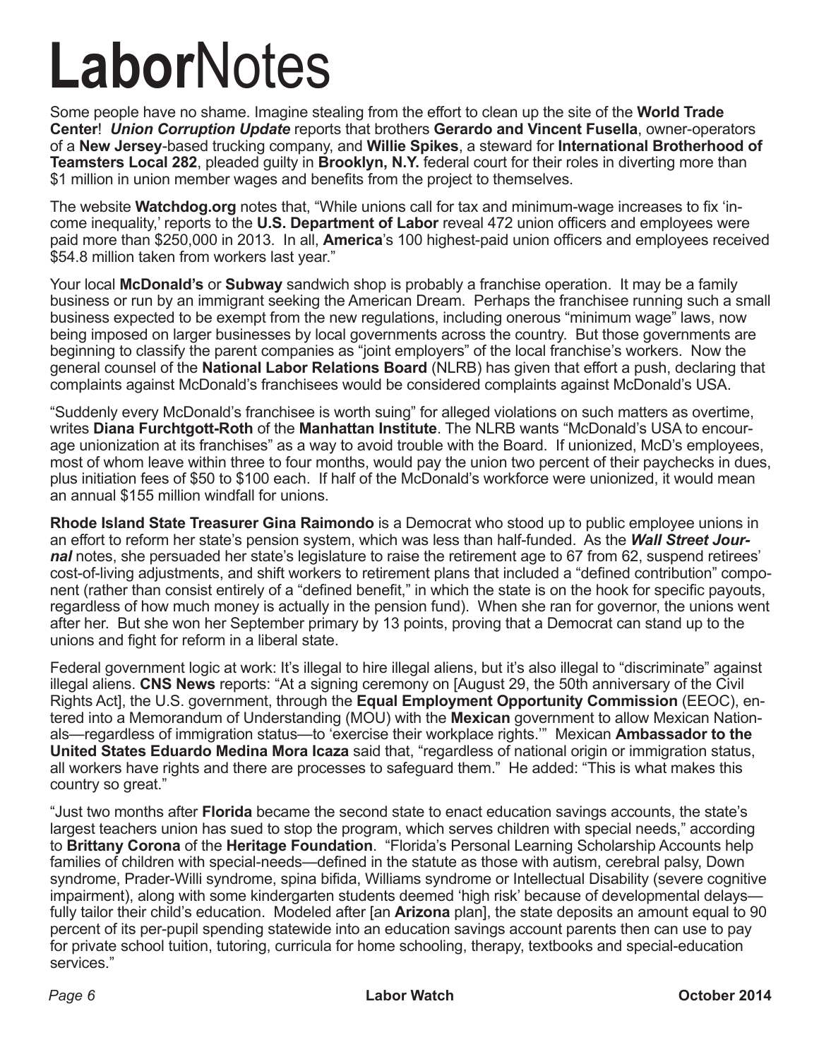# **Labor**Notes

Some people have no shame. Imagine stealing from the effort to clean up the site of the **World Trade Center**! ***Union Corruption Update*** reports that brothers **Gerardo and Vincent Fusella**, owner-operators of a **New Jersey**-based trucking company, and **Willie Spikes**, a steward for **International Brotherhood of Teamsters Local 282**, pleaded guilty in **Brooklyn, N.Y.** federal court for their roles in diverting more than $1 million in union member wages and benefits from the project to themselves.

The website **Watchdog.org** notes that, "While unions call for tax and minimum-wage increases to fix 'income inequality,' reports to the **U.S. Department of Labor** reveal 472 union officers and employees were paid more than $250,000 in 2013. In all, **America**'s 100 highest-paid union officers and employees received $54.8 million taken from workers last year."

Your local **McDonald's** or **Subway** sandwich shop is probably a franchise operation. It may be a family business or run by an immigrant seeking the American Dream. Perhaps the franchisee running such a small business expected to be exempt from the new regulations, including onerous "minimum wage" laws, now being imposed on larger businesses by local governments across the country. But those governments are beginning to classify the parent companies as "joint employers" of the local franchise's workers. Now the general counsel of the **National Labor Relations Board** (NLRB) has given that effort a push, declaring that complaints against McDonald's franchisees would be considered complaints against McDonald's USA.

"Suddenly every McDonald's franchisee is worth suing" for alleged violations on such matters as overtime, writes **Diana Furchtgott-Roth** of the **Manhattan Institute**. The NLRB wants "McDonald's USA to encourage unionization at its franchises" as a way to avoid trouble with the Board. If unionized, McD's employees, most of whom leave within three to four months, would pay the union two percent of their paychecks in dues, plus initiation fees of $50 to $100 each. If half of the McDonald's workforce were unionized, it would mean an annual $155 million windfall for unions.

**Rhode Island State Treasurer Gina Raimondo** is a Democrat who stood up to public employee unions in an effort to reform her state's pension system, which was less than half-funded. As the ***Wall Street Journal*** notes, she persuaded her state's legislature to raise the retirement age to 67 from 62, suspend retirees' cost-of-living adjustments, and shift workers to retirement plans that included a "defined contribution" component (rather than consist entirely of a "defined benefit," in which the state is on the hook for specific payouts, regardless of how much money is actually in the pension fund). When she ran for governor, the unions went after her. But she won her September primary by 13 points, proving that a Democrat can stand up to the unions and fight for reform in a liberal state.

Federal government logic at work: It's illegal to hire illegal aliens, but it's also illegal to "discriminate" against illegal aliens. **CNS News** reports: "At a signing ceremony on [August 29, the 50th anniversary of the Civil Rights Act], the U.S. government, through the **Equal Employment Opportunity Commission** (EEOC), entered into a Memorandum of Understanding (MOU) with the **Mexican** government to allow Mexican Nationals—regardless of immigration status—to 'exercise their workplace rights.'" Mexican **Ambassador to the United States Eduardo Medina Mora Icaza** said that, "regardless of national origin or immigration status, all workers have rights and there are processes to safeguard them." He added: "This is what makes this country so great."

"Just two months after **Florida** became the second state to enact education savings accounts, the state's largest teachers union has sued to stop the program, which serves children with special needs," according to **Brittany Corona** of the **Heritage Foundation**. "Florida's Personal Learning Scholarship Accounts help families of children with special-needs—defined in the statute as those with autism, cerebral palsy, Down syndrome, Prader-Willi syndrome, spina bifida, Williams syndrome or Intellectual Disability (severe cognitive impairment), along with some kindergarten students deemed 'high risk' because of developmental delays—fully tailor their child's education. Modeled after [an **Arizona** plan], the state deposits an amount equal to 90 percent of its per-pupil spending statewide into an education savings account parents then can use to pay for private school tuition, tutoring, curricula for home schooling, therapy, textbooks and special-education services."